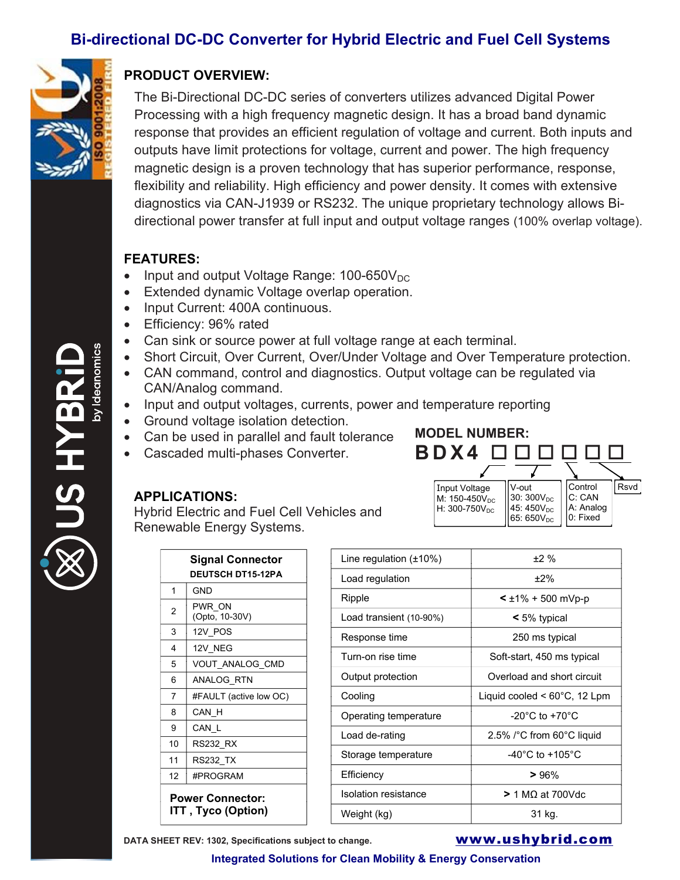# Bi-directional DC-DC Converter for Hybrid Electric and Fuel Cell Systems

## PRODUCT OVERVIEW:

The Bi-Directional DC-DC series of converters utilizes advanced Digital Power Processing with a high frequency magnetic design. It has a broad band dynamic response that provides an efficient regulation of voltage and current. Both inputs and outputs have limit protections for voltage, current and power. The high frequency magnetic design is a proven technology that has superior performance, response, flexibility and reliability. High efficiency and power density. It comes with extensive diagnostics via CAN-J1939 or RS232. The unique proprietary technology allows Bi-directional power transfer at full input and output voltage ranges (100% overlap voltage).

## FEATURES:

- Input and output Voltage Range: 100-650$V_{DC}$
- Extended dynamic Voltage overlap operation.
- Input Current: 400A continuous.
- Efficiency: 96% rated
- Can sink or source power at full voltage range at each terminal.
- Short Circuit, Over Current, Over/Under Voltage and Over Temperature protection.
- CAN command, control and diagnostics. Output voltage can be regulated via CAN/Analog command.
- Input and output voltages, currents, power and temperature reporting
- Ground voltage isolation detection.
- Can be used in parallel and fault tolerance
- Cascaded multi-phases Converter.

## MODEL NUMBER:

**BDX4 □ □ □ □ □ □**

| Input Voltage | V-out | Control | Rsvd |
|---|---|---|---|
| M: 150-450$V_{DC}$ | 30: 300$V_{DC}$ | C: CAN | |
| H: 300-750$V_{DC}$ | 45: 450$V_{DC}$ | A: Analog | |
| | 65: 650$V_{DC}$ | 0: Fixed | |

## APPLICATIONS:

Hybrid Electric and Fuel Cell Vehicles and Renewable Energy Systems.

| Signal Connector DEUTSCH DT15-12PA | |
|---|---|
| 1 | GND |
| 2 | PWR_ON (Opto, 10-30V) |
| 3 | 12V_POS |
| 4 | 12V_NEG |
| 5 | VOUT_ANALOG_CMD |
| 6 | ANALOG_RTN |
| 7 | #FAULT (active low OC) |
| 8 | CAN_H |
| 9 | CAN_L |
| 10 | RS232_RX |
| 11 | RS232_TX |
| 12 | #PROGRAM |

**Power Connector: ITT , Tyco (Option)**

| Parameter | Value |
|---|---|
| Line regulation (±10%) | ±2 % |
| Load regulation | ±2% |
| Ripple | < ±1% + 500 mVp-p |
| Load transient (10-90%) | < 5% typical |
| Response time | 250 ms typical |
| Turn-on rise time | Soft-start, 450 ms typical |
| Output protection | Overload and short circuit |
| Cooling | Liquid cooled < 60°C, 12 Lpm |
| Operating temperature | -20°C to +70°C |
| Load de-rating | 2.5% /°C from 60°C liquid |
| Storage temperature | -40°C to +105°C |
| Efficiency | > 96% |
| Isolation resistance | > 1 MΩ at 700Vdc |
| Weight (kg) | 31 kg. |

DATA SHEET REV: 1302, Specifications subject to change.

www.ushybrid.com

Integrated Solutions for Clean Mobility & Energy Conservation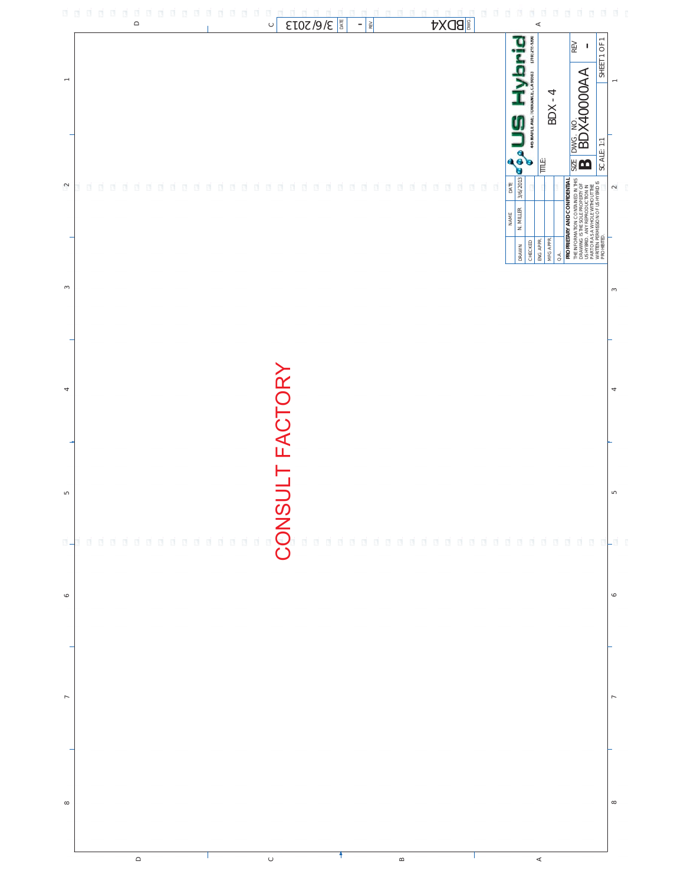CONSULT FACTORY

| | NAME | DATE |
|---|---|---|
| DRAWN | N. MILLER | 3/6/2013 |
| CHECKED | | |
| ENG APPR. | | |
| MFG APPR. | | |
| Q.A. | | |

**US Hybrid**

445 MAPLE AVE., TORRANCE, CA 90503 (310) 212-1200

TITLE:

BDX - 4

**PROPRIETARY AND CONFIDENTIAL**
THE INFORMATION CONTAINED IN THIS DRAWING IS THE SOLE PROPERTY OF US HYBRID. ANY REPRODUCTION IN PART OR AS A WHOLE WITHOUT THE WRITTEN PERMISSION OF US HYBRID IS PROHIBITED.

| SIZE | DWG. NO. | REV |
|---|---|---|
| B | BDX40000AA | - |

SCALE: 1:1

SHEET 1 OF 1

| DWG | REV | DATE |
|---|---|---|
| BDX4 | - | 3/6/2013 |